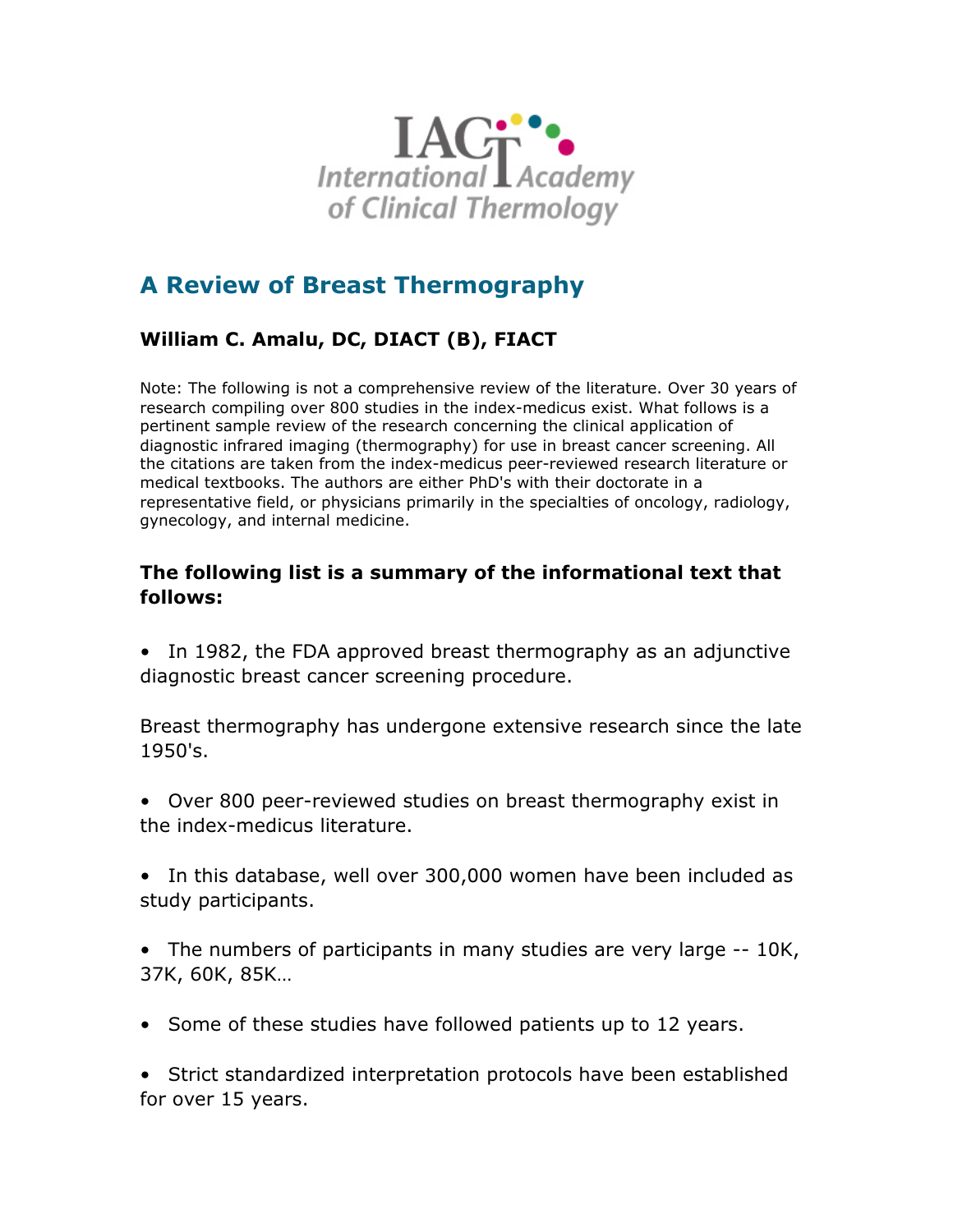IACT International Academy of Clinical Thermology

# A Review of Breast Thermography

### William C. Amalu, DC, DIACT (B), FIACT

Note: The following is not a comprehensive review of the literature. Over 30 years of research compiling over 800 studies in the index-medicus exist. What follows is a pertinent sample review of the research concerning the clinical application of diagnostic infrared imaging (thermography) for use in breast cancer screening. All the citations are taken from the index-medicus peer-reviewed research literature or medical textbooks. The authors are either PhD's with their doctorate in a representative field, or physicians primarily in the specialties of oncology, radiology, gynecology, and internal medicine.

### The following list is a summary of the informational text that follows:

- In 1982, the FDA approved breast thermography as an adjunctive diagnostic breast cancer screening procedure.

Breast thermography has undergone extensive research since the late 1950's.

- Over 800 peer-reviewed studies on breast thermography exist in the index-medicus literature.
- In this database, well over 300,000 women have been included as study participants.
- The numbers of participants in many studies are very large -- 10K, 37K, 60K, 85K…
- Some of these studies have followed patients up to 12 years.
- Strict standardized interpretation protocols have been established for over 15 years.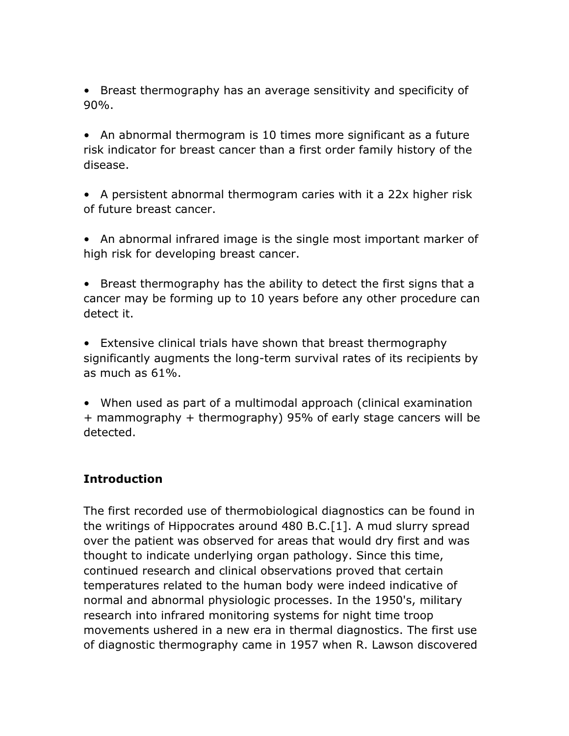- Breast thermography has an average sensitivity and specificity of 90%.

- An abnormal thermogram is 10 times more significant as a future risk indicator for breast cancer than a first order family history of the disease.

- A persistent abnormal thermogram caries with it a 22x higher risk of future breast cancer.

- An abnormal infrared image is the single most important marker of high risk for developing breast cancer.

- Breast thermography has the ability to detect the first signs that a cancer may be forming up to 10 years before any other procedure can detect it.

- Extensive clinical trials have shown that breast thermography significantly augments the long-term survival rates of its recipients by as much as 61%.

- When used as part of a multimodal approach (clinical examination + mammography + thermography) 95% of early stage cancers will be detected.

**Introduction**

The first recorded use of thermobiological diagnostics can be found in the writings of Hippocrates around 480 B.C.[1]. A mud slurry spread over the patient was observed for areas that would dry first and was thought to indicate underlying organ pathology. Since this time, continued research and clinical observations proved that certain temperatures related to the human body were indeed indicative of normal and abnormal physiologic processes. In the 1950's, military research into infrared monitoring systems for night time troop movements ushered in a new era in thermal diagnostics. The first use of diagnostic thermography came in 1957 when R. Lawson discovered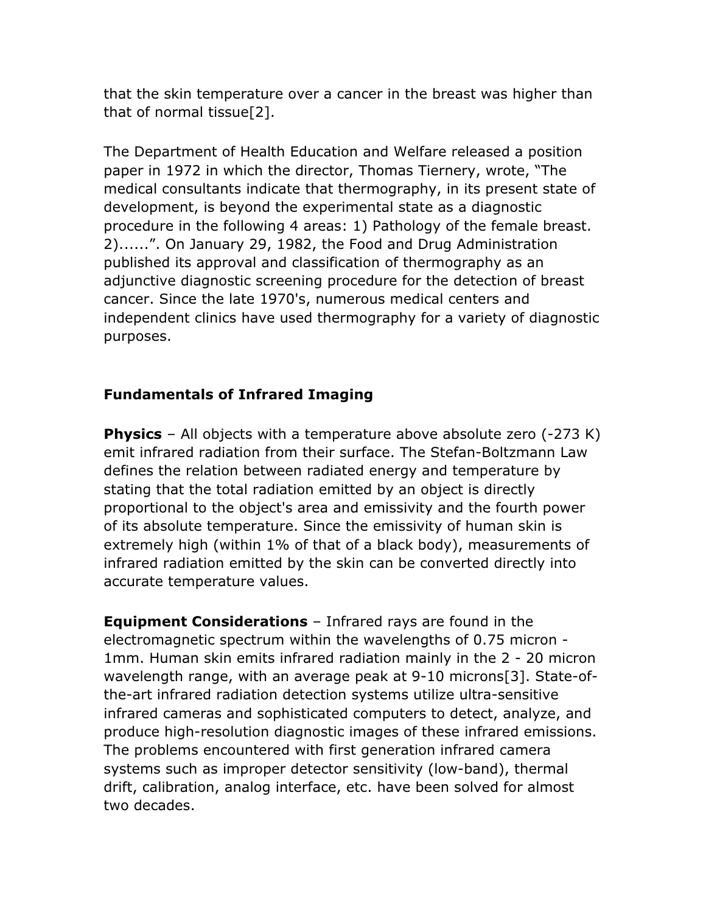that the skin temperature over a cancer in the breast was higher than that of normal tissue[2].

The Department of Health Education and Welfare released a position paper in 1972 in which the director, Thomas Tiernery, wrote, “The medical consultants indicate that thermography, in its present state of development, is beyond the experimental state as a diagnostic procedure in the following 4 areas: 1) Pathology of the female breast. 2)......”. On January 29, 1982, the Food and Drug Administration published its approval and classification of thermography as an adjunctive diagnostic screening procedure for the detection of breast cancer. Since the late 1970's, numerous medical centers and independent clinics have used thermography for a variety of diagnostic purposes.

## Fundamentals of Infrared Imaging

**Physics** – All objects with a temperature above absolute zero (-273 K) emit infrared radiation from their surface. The Stefan-Boltzmann Law defines the relation between radiated energy and temperature by stating that the total radiation emitted by an object is directly proportional to the object's area and emissivity and the fourth power of its absolute temperature. Since the emissivity of human skin is extremely high (within 1% of that of a black body), measurements of infrared radiation emitted by the skin can be converted directly into accurate temperature values.

**Equipment Considerations** – Infrared rays are found in the electromagnetic spectrum within the wavelengths of 0.75 micron - 1mm. Human skin emits infrared radiation mainly in the 2 - 20 micron wavelength range, with an average peak at 9-10 microns[3]. State-of-the-art infrared radiation detection systems utilize ultra-sensitive infrared cameras and sophisticated computers to detect, analyze, and produce high-resolution diagnostic images of these infrared emissions. The problems encountered with first generation infrared camera systems such as improper detector sensitivity (low-band), thermal drift, calibration, analog interface, etc. have been solved for almost two decades.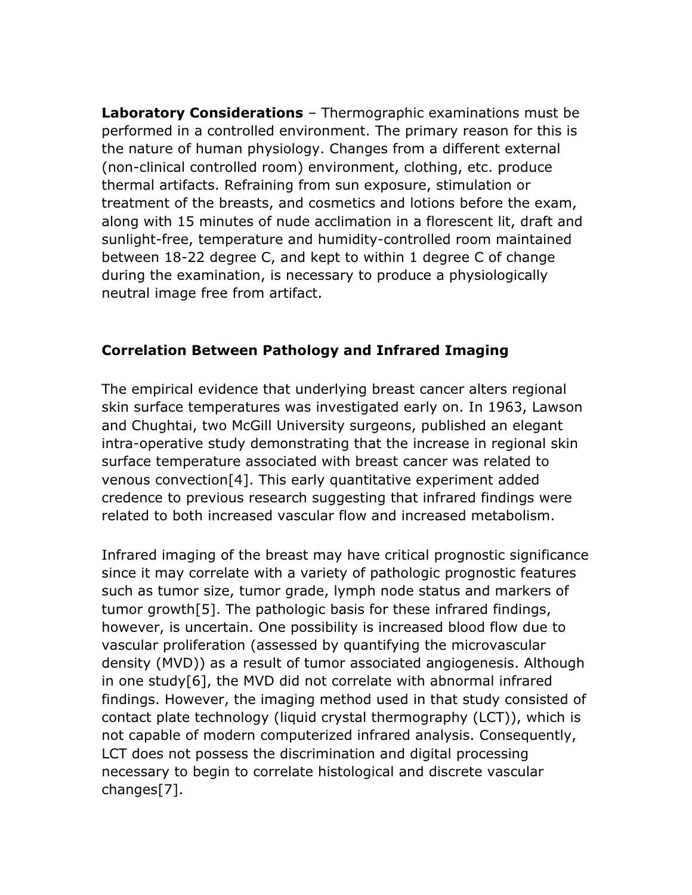**Laboratory Considerations** – Thermographic examinations must be performed in a controlled environment. The primary reason for this is the nature of human physiology. Changes from a different external (non-clinical controlled room) environment, clothing, etc. produce thermal artifacts. Refraining from sun exposure, stimulation or treatment of the breasts, and cosmetics and lotions before the exam, along with 15 minutes of nude acclimation in a florescent lit, draft and sunlight-free, temperature and humidity-controlled room maintained between 18-22 degree C, and kept to within 1 degree C of change during the examination, is necessary to produce a physiologically neutral image free from artifact.

## Correlation Between Pathology and Infrared Imaging

The empirical evidence that underlying breast cancer alters regional skin surface temperatures was investigated early on. In 1963, Lawson and Chughtai, two McGill University surgeons, published an elegant intra-operative study demonstrating that the increase in regional skin surface temperature associated with breast cancer was related to venous convection[4]. This early quantitative experiment added credence to previous research suggesting that infrared findings were related to both increased vascular flow and increased metabolism.

Infrared imaging of the breast may have critical prognostic significance since it may correlate with a variety of pathologic prognostic features such as tumor size, tumor grade, lymph node status and markers of tumor growth[5]. The pathologic basis for these infrared findings, however, is uncertain. One possibility is increased blood flow due to vascular proliferation (assessed by quantifying the microvascular density (MVD)) as a result of tumor associated angiogenesis. Although in one study[6], the MVD did not correlate with abnormal infrared findings. However, the imaging method used in that study consisted of contact plate technology (liquid crystal thermography (LCT)), which is not capable of modern computerized infrared analysis. Consequently, LCT does not possess the discrimination and digital processing necessary to begin to correlate histological and discrete vascular changes[7].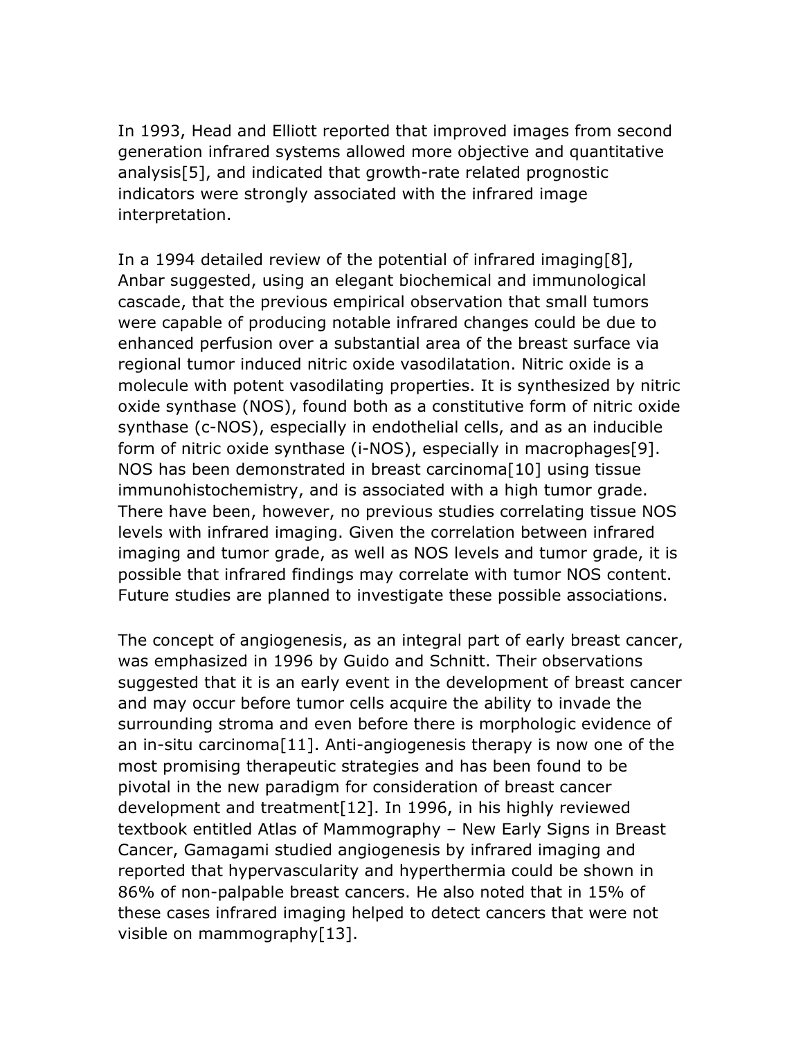In 1993, Head and Elliott reported that improved images from second generation infrared systems allowed more objective and quantitative analysis[5], and indicated that growth-rate related prognostic indicators were strongly associated with the infrared image interpretation.

In a 1994 detailed review of the potential of infrared imaging[8], Anbar suggested, using an elegant biochemical and immunological cascade, that the previous empirical observation that small tumors were capable of producing notable infrared changes could be due to enhanced perfusion over a substantial area of the breast surface via regional tumor induced nitric oxide vasodilatation. Nitric oxide is a molecule with potent vasodilating properties. It is synthesized by nitric oxide synthase (NOS), found both as a constitutive form of nitric oxide synthase (c-NOS), especially in endothelial cells, and as an inducible form of nitric oxide synthase (i-NOS), especially in macrophages[9]. NOS has been demonstrated in breast carcinoma[10] using tissue immunohistochemistry, and is associated with a high tumor grade. There have been, however, no previous studies correlating tissue NOS levels with infrared imaging. Given the correlation between infrared imaging and tumor grade, as well as NOS levels and tumor grade, it is possible that infrared findings may correlate with tumor NOS content. Future studies are planned to investigate these possible associations.

The concept of angiogenesis, as an integral part of early breast cancer, was emphasized in 1996 by Guido and Schnitt. Their observations suggested that it is an early event in the development of breast cancer and may occur before tumor cells acquire the ability to invade the surrounding stroma and even before there is morphologic evidence of an in-situ carcinoma[11]. Anti-angiogenesis therapy is now one of the most promising therapeutic strategies and has been found to be pivotal in the new paradigm for consideration of breast cancer development and treatment[12]. In 1996, in his highly reviewed textbook entitled Atlas of Mammography – New Early Signs in Breast Cancer, Gamagami studied angiogenesis by infrared imaging and reported that hypervascularity and hyperthermia could be shown in 86% of non-palpable breast cancers. He also noted that in 15% of these cases infrared imaging helped to detect cancers that were not visible on mammography[13].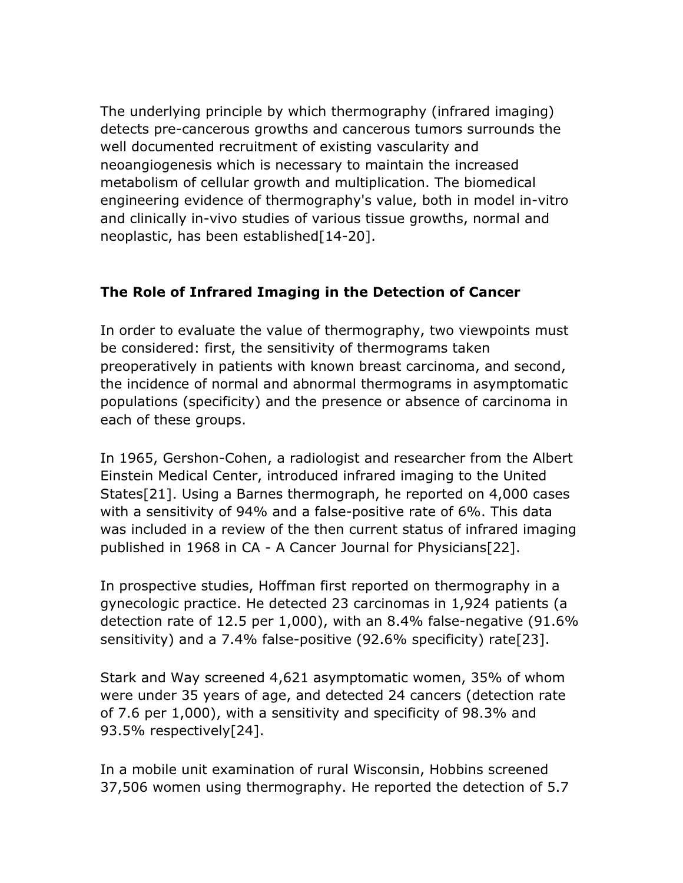The underlying principle by which thermography (infrared imaging) detects pre-cancerous growths and cancerous tumors surrounds the well documented recruitment of existing vascularity and neoangiogenesis which is necessary to maintain the increased metabolism of cellular growth and multiplication. The biomedical engineering evidence of thermography's value, both in model in-vitro and clinically in-vivo studies of various tissue growths, normal and neoplastic, has been established[14-20].

## The Role of Infrared Imaging in the Detection of Cancer

In order to evaluate the value of thermography, two viewpoints must be considered: first, the sensitivity of thermograms taken preoperatively in patients with known breast carcinoma, and second, the incidence of normal and abnormal thermograms in asymptomatic populations (specificity) and the presence or absence of carcinoma in each of these groups.

In 1965, Gershon-Cohen, a radiologist and researcher from the Albert Einstein Medical Center, introduced infrared imaging to the United States[21]. Using a Barnes thermograph, he reported on 4,000 cases with a sensitivity of 94% and a false-positive rate of 6%. This data was included in a review of the then current status of infrared imaging published in 1968 in CA - A Cancer Journal for Physicians[22].

In prospective studies, Hoffman first reported on thermography in a gynecologic practice. He detected 23 carcinomas in 1,924 patients (a detection rate of 12.5 per 1,000), with an 8.4% false-negative (91.6% sensitivity) and a 7.4% false-positive (92.6% specificity) rate[23].

Stark and Way screened 4,621 asymptomatic women, 35% of whom were under 35 years of age, and detected 24 cancers (detection rate of 7.6 per 1,000), with a sensitivity and specificity of 98.3% and 93.5% respectively[24].

In a mobile unit examination of rural Wisconsin, Hobbins screened 37,506 women using thermography. He reported the detection of 5.7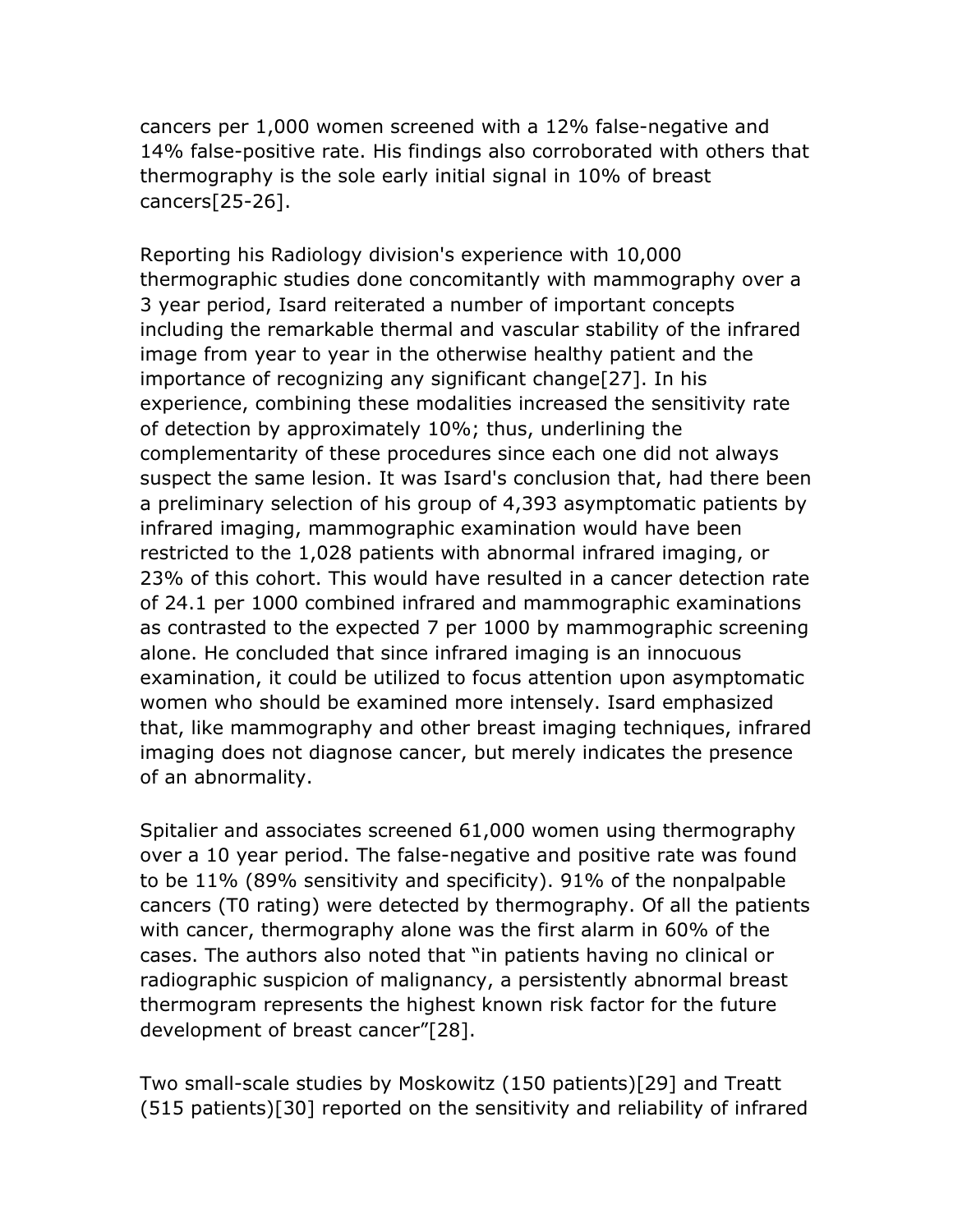cancers per 1,000 women screened with a 12% false-negative and 14% false-positive rate. His findings also corroborated with others that thermography is the sole early initial signal in 10% of breast cancers[25-26].

Reporting his Radiology division's experience with 10,000 thermographic studies done concomitantly with mammography over a 3 year period, Isard reiterated a number of important concepts including the remarkable thermal and vascular stability of the infrared image from year to year in the otherwise healthy patient and the importance of recognizing any significant change[27]. In his experience, combining these modalities increased the sensitivity rate of detection by approximately 10%; thus, underlining the complementarity of these procedures since each one did not always suspect the same lesion. It was Isard's conclusion that, had there been a preliminary selection of his group of 4,393 asymptomatic patients by infrared imaging, mammographic examination would have been restricted to the 1,028 patients with abnormal infrared imaging, or 23% of this cohort. This would have resulted in a cancer detection rate of 24.1 per 1000 combined infrared and mammographic examinations as contrasted to the expected 7 per 1000 by mammographic screening alone. He concluded that since infrared imaging is an innocuous examination, it could be utilized to focus attention upon asymptomatic women who should be examined more intensely. Isard emphasized that, like mammography and other breast imaging techniques, infrared imaging does not diagnose cancer, but merely indicates the presence of an abnormality.

Spitalier and associates screened 61,000 women using thermography over a 10 year period. The false-negative and positive rate was found to be 11% (89% sensitivity and specificity). 91% of the nonpalpable cancers (T0 rating) were detected by thermography. Of all the patients with cancer, thermography alone was the first alarm in 60% of the cases. The authors also noted that "in patients having no clinical or radiographic suspicion of malignancy, a persistently abnormal breast thermogram represents the highest known risk factor for the future development of breast cancer"[28].

Two small-scale studies by Moskowitz (150 patients)[29] and Treatt (515 patients)[30] reported on the sensitivity and reliability of infrared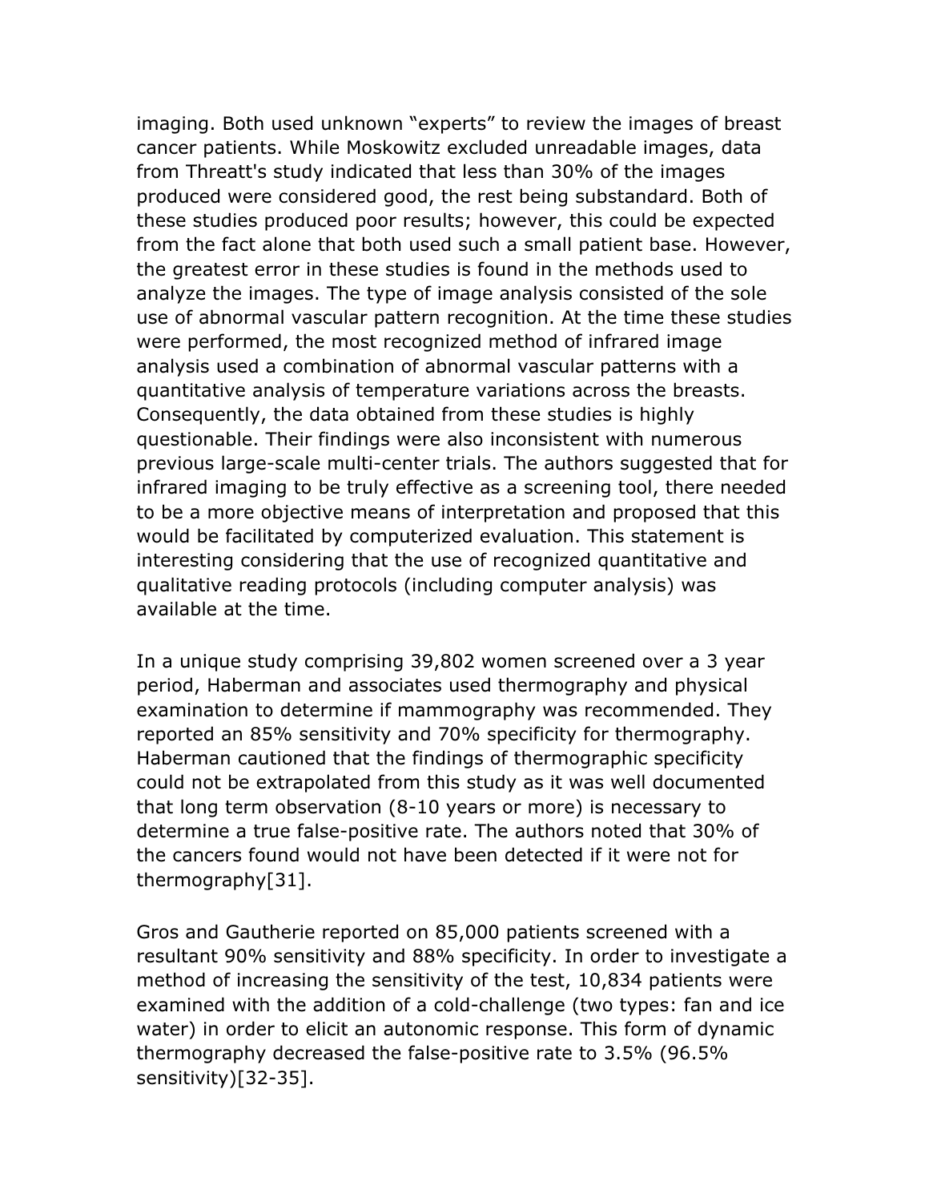imaging. Both used unknown “experts” to review the images of breast cancer patients. While Moskowitz excluded unreadable images, data from Threatt's study indicated that less than 30% of the images produced were considered good, the rest being substandard. Both of these studies produced poor results; however, this could be expected from the fact alone that both used such a small patient base. However, the greatest error in these studies is found in the methods used to analyze the images. The type of image analysis consisted of the sole use of abnormal vascular pattern recognition. At the time these studies were performed, the most recognized method of infrared image analysis used a combination of abnormal vascular patterns with a quantitative analysis of temperature variations across the breasts. Consequently, the data obtained from these studies is highly questionable. Their findings were also inconsistent with numerous previous large-scale multi-center trials. The authors suggested that for infrared imaging to be truly effective as a screening tool, there needed to be a more objective means of interpretation and proposed that this would be facilitated by computerized evaluation. This statement is interesting considering that the use of recognized quantitative and qualitative reading protocols (including computer analysis) was available at the time.

In a unique study comprising 39,802 women screened over a 3 year period, Haberman and associates used thermography and physical examination to determine if mammography was recommended. They reported an 85% sensitivity and 70% specificity for thermography. Haberman cautioned that the findings of thermographic specificity could not be extrapolated from this study as it was well documented that long term observation (8-10 years or more) is necessary to determine a true false-positive rate. The authors noted that 30% of the cancers found would not have been detected if it were not for thermography[31].

Gros and Gautherie reported on 85,000 patients screened with a resultant 90% sensitivity and 88% specificity. In order to investigate a method of increasing the sensitivity of the test, 10,834 patients were examined with the addition of a cold-challenge (two types: fan and ice water) in order to elicit an autonomic response. This form of dynamic thermography decreased the false-positive rate to 3.5% (96.5% sensitivity)[32-35].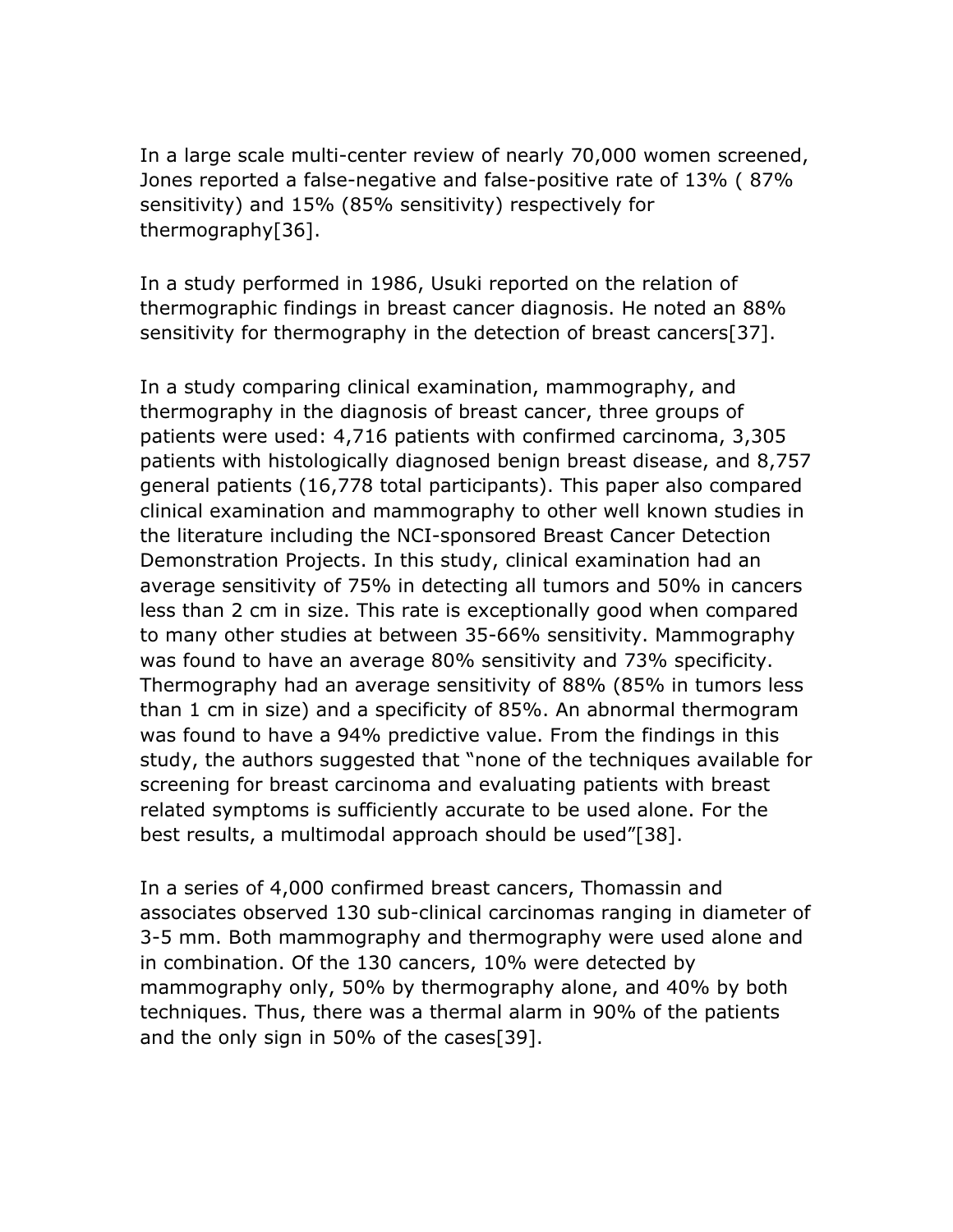In a large scale multi-center review of nearly 70,000 women screened, Jones reported a false-negative and false-positive rate of 13% ( 87% sensitivity) and 15% (85% sensitivity) respectively for thermography[36].

In a study performed in 1986, Usuki reported on the relation of thermographic findings in breast cancer diagnosis. He noted an 88% sensitivity for thermography in the detection of breast cancers[37].

In a study comparing clinical examination, mammography, and thermography in the diagnosis of breast cancer, three groups of patients were used: 4,716 patients with confirmed carcinoma, 3,305 patients with histologically diagnosed benign breast disease, and 8,757 general patients (16,778 total participants). This paper also compared clinical examination and mammography to other well known studies in the literature including the NCI-sponsored Breast Cancer Detection Demonstration Projects. In this study, clinical examination had an average sensitivity of 75% in detecting all tumors and 50% in cancers less than 2 cm in size. This rate is exceptionally good when compared to many other studies at between 35-66% sensitivity. Mammography was found to have an average 80% sensitivity and 73% specificity. Thermography had an average sensitivity of 88% (85% in tumors less than 1 cm in size) and a specificity of 85%. An abnormal thermogram was found to have a 94% predictive value. From the findings in this study, the authors suggested that "none of the techniques available for screening for breast carcinoma and evaluating patients with breast related symptoms is sufficiently accurate to be used alone. For the best results, a multimodal approach should be used"[38].

In a series of 4,000 confirmed breast cancers, Thomassin and associates observed 130 sub-clinical carcinomas ranging in diameter of 3-5 mm. Both mammography and thermography were used alone and in combination. Of the 130 cancers, 10% were detected by mammography only, 50% by thermography alone, and 40% by both techniques. Thus, there was a thermal alarm in 90% of the patients and the only sign in 50% of the cases[39].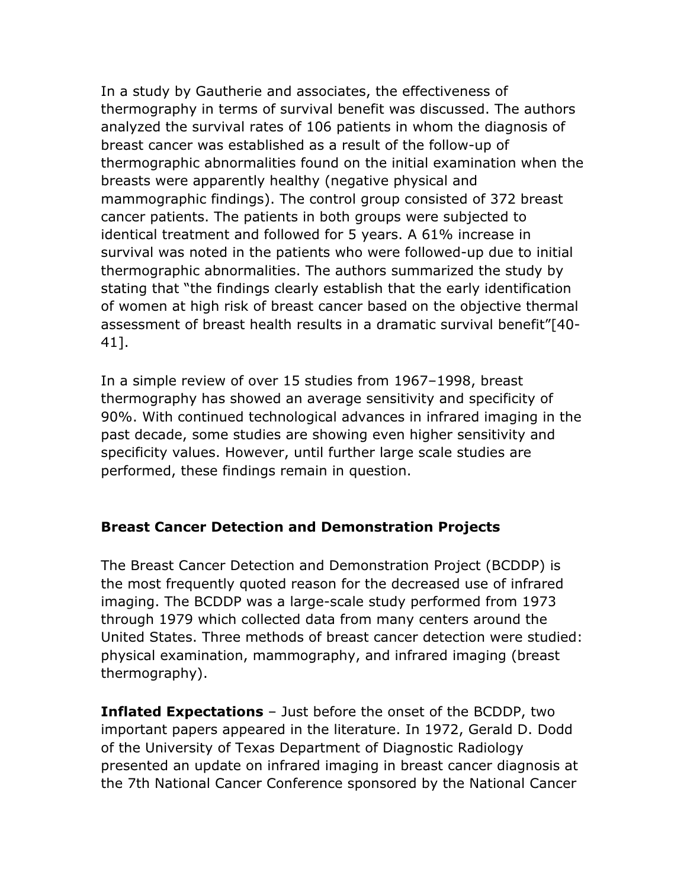In a study by Gautherie and associates, the effectiveness of thermography in terms of survival benefit was discussed. The authors analyzed the survival rates of 106 patients in whom the diagnosis of breast cancer was established as a result of the follow-up of thermographic abnormalities found on the initial examination when the breasts were apparently healthy (negative physical and mammographic findings). The control group consisted of 372 breast cancer patients. The patients in both groups were subjected to identical treatment and followed for 5 years. A 61% increase in survival was noted in the patients who were followed-up due to initial thermographic abnormalities. The authors summarized the study by stating that "the findings clearly establish that the early identification of women at high risk of breast cancer based on the objective thermal assessment of breast health results in a dramatic survival benefit"[40-41].

In a simple review of over 15 studies from 1967–1998, breast thermography has showed an average sensitivity and specificity of 90%. With continued technological advances in infrared imaging in the past decade, some studies are showing even higher sensitivity and specificity values. However, until further large scale studies are performed, these findings remain in question.

### Breast Cancer Detection and Demonstration Projects

The Breast Cancer Detection and Demonstration Project (BCDDP) is the most frequently quoted reason for the decreased use of infrared imaging. The BCDDP was a large-scale study performed from 1973 through 1979 which collected data from many centers around the United States. Three methods of breast cancer detection were studied: physical examination, mammography, and infrared imaging (breast thermography).

**Inflated Expectations** – Just before the onset of the BCDDP, two important papers appeared in the literature. In 1972, Gerald D. Dodd of the University of Texas Department of Diagnostic Radiology presented an update on infrared imaging in breast cancer diagnosis at the 7th National Cancer Conference sponsored by the National Cancer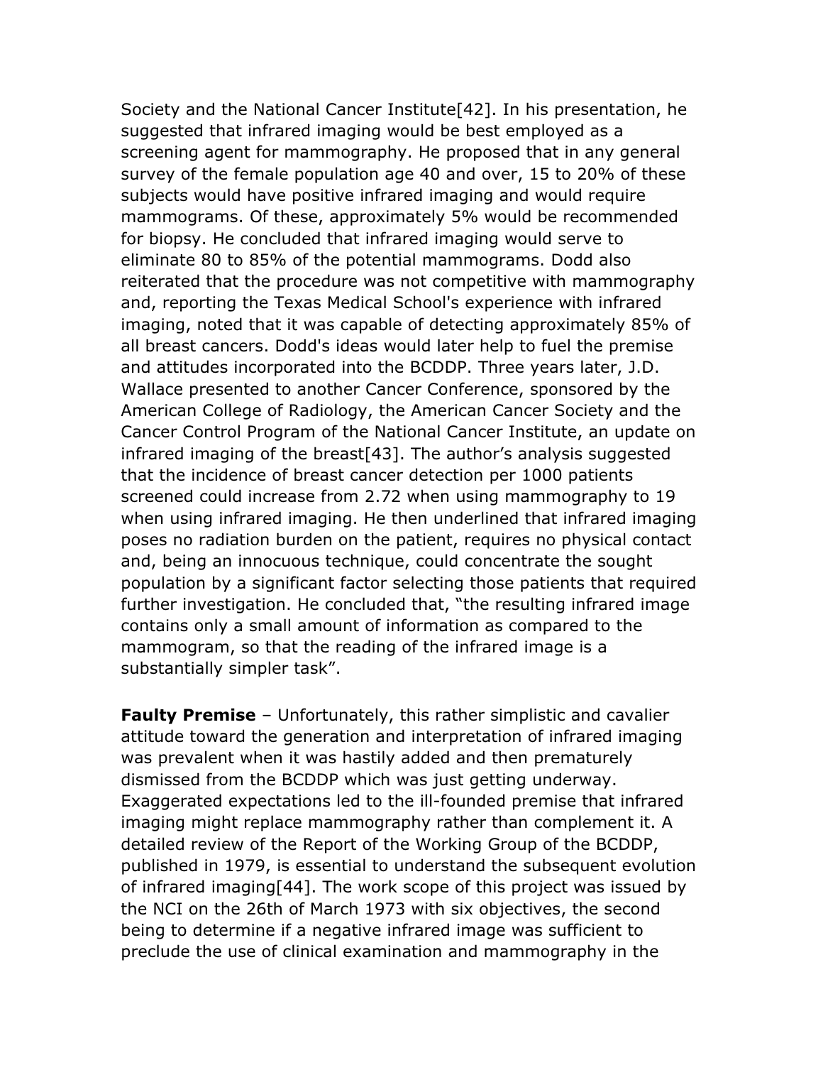Society and the National Cancer Institute[42]. In his presentation, he suggested that infrared imaging would be best employed as a screening agent for mammography. He proposed that in any general survey of the female population age 40 and over, 15 to 20% of these subjects would have positive infrared imaging and would require mammograms. Of these, approximately 5% would be recommended for biopsy. He concluded that infrared imaging would serve to eliminate 80 to 85% of the potential mammograms. Dodd also reiterated that the procedure was not competitive with mammography and, reporting the Texas Medical School's experience with infrared imaging, noted that it was capable of detecting approximately 85% of all breast cancers. Dodd's ideas would later help to fuel the premise and attitudes incorporated into the BCDDP. Three years later, J.D. Wallace presented to another Cancer Conference, sponsored by the American College of Radiology, the American Cancer Society and the Cancer Control Program of the National Cancer Institute, an update on infrared imaging of the breast[43]. The author's analysis suggested that the incidence of breast cancer detection per 1000 patients screened could increase from 2.72 when using mammography to 19 when using infrared imaging. He then underlined that infrared imaging poses no radiation burden on the patient, requires no physical contact and, being an innocuous technique, could concentrate the sought population by a significant factor selecting those patients that required further investigation. He concluded that, "the resulting infrared image contains only a small amount of information as compared to the mammogram, so that the reading of the infrared image is a substantially simpler task".

**Faulty Premise** – Unfortunately, this rather simplistic and cavalier attitude toward the generation and interpretation of infrared imaging was prevalent when it was hastily added and then prematurely dismissed from the BCDDP which was just getting underway. Exaggerated expectations led to the ill-founded premise that infrared imaging might replace mammography rather than complement it. A detailed review of the Report of the Working Group of the BCDDP, published in 1979, is essential to understand the subsequent evolution of infrared imaging[44]. The work scope of this project was issued by the NCI on the 26th of March 1973 with six objectives, the second being to determine if a negative infrared image was sufficient to preclude the use of clinical examination and mammography in the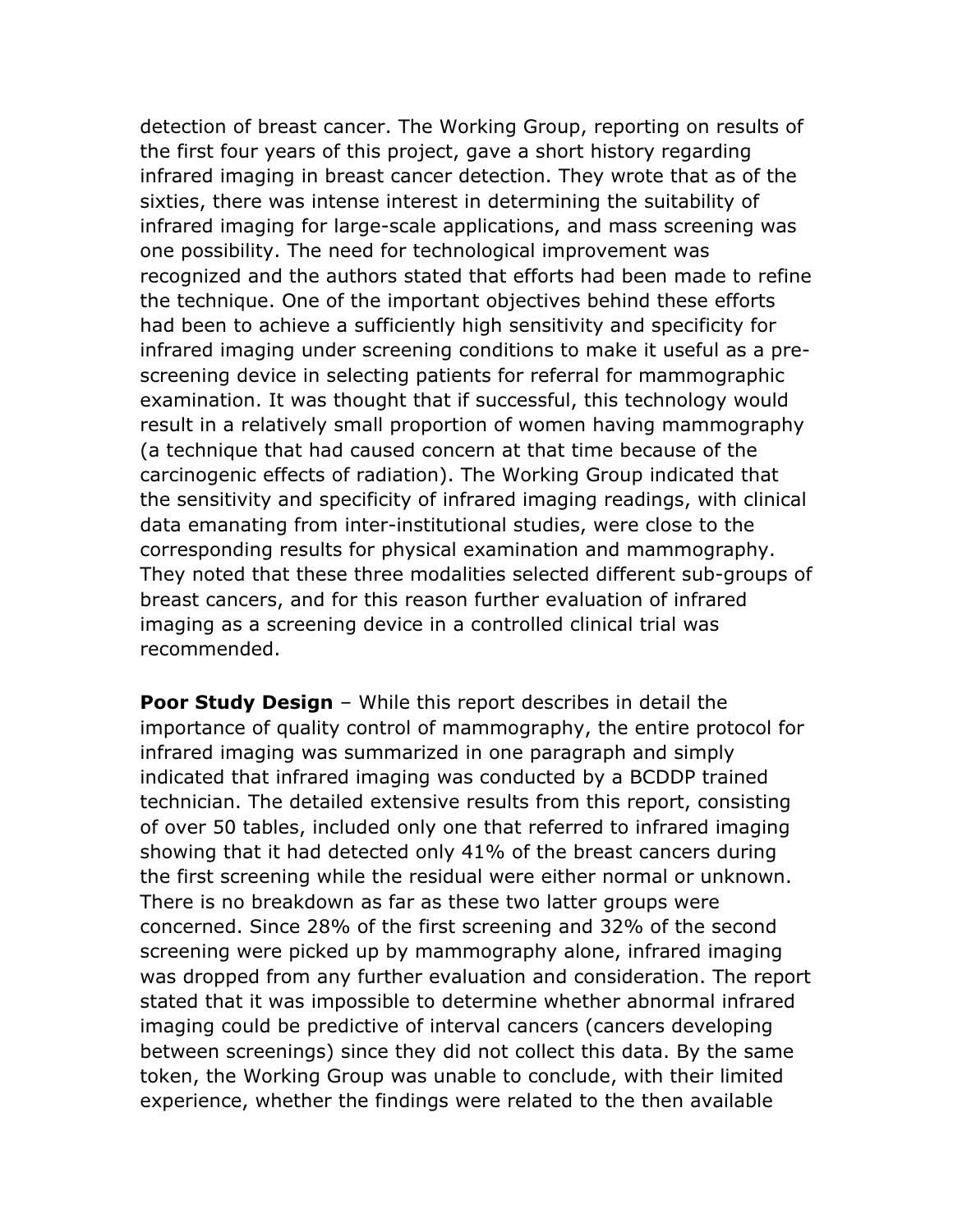detection of breast cancer. The Working Group, reporting on results of the first four years of this project, gave a short history regarding infrared imaging in breast cancer detection. They wrote that as of the sixties, there was intense interest in determining the suitability of infrared imaging for large-scale applications, and mass screening was one possibility. The need for technological improvement was recognized and the authors stated that efforts had been made to refine the technique. One of the important objectives behind these efforts had been to achieve a sufficiently high sensitivity and specificity for infrared imaging under screening conditions to make it useful as a pre-screening device in selecting patients for referral for mammographic examination. It was thought that if successful, this technology would result in a relatively small proportion of women having mammography (a technique that had caused concern at that time because of the carcinogenic effects of radiation). The Working Group indicated that the sensitivity and specificity of infrared imaging readings, with clinical data emanating from inter-institutional studies, were close to the corresponding results for physical examination and mammography. They noted that these three modalities selected different sub-groups of breast cancers, and for this reason further evaluation of infrared imaging as a screening device in a controlled clinical trial was recommended.

**Poor Study Design** – While this report describes in detail the importance of quality control of mammography, the entire protocol for infrared imaging was summarized in one paragraph and simply indicated that infrared imaging was conducted by a BCDDP trained technician. The detailed extensive results from this report, consisting of over 50 tables, included only one that referred to infrared imaging showing that it had detected only 41% of the breast cancers during the first screening while the residual were either normal or unknown. There is no breakdown as far as these two latter groups were concerned. Since 28% of the first screening and 32% of the second screening were picked up by mammography alone, infrared imaging was dropped from any further evaluation and consideration. The report stated that it was impossible to determine whether abnormal infrared imaging could be predictive of interval cancers (cancers developing between screenings) since they did not collect this data. By the same token, the Working Group was unable to conclude, with their limited experience, whether the findings were related to the then available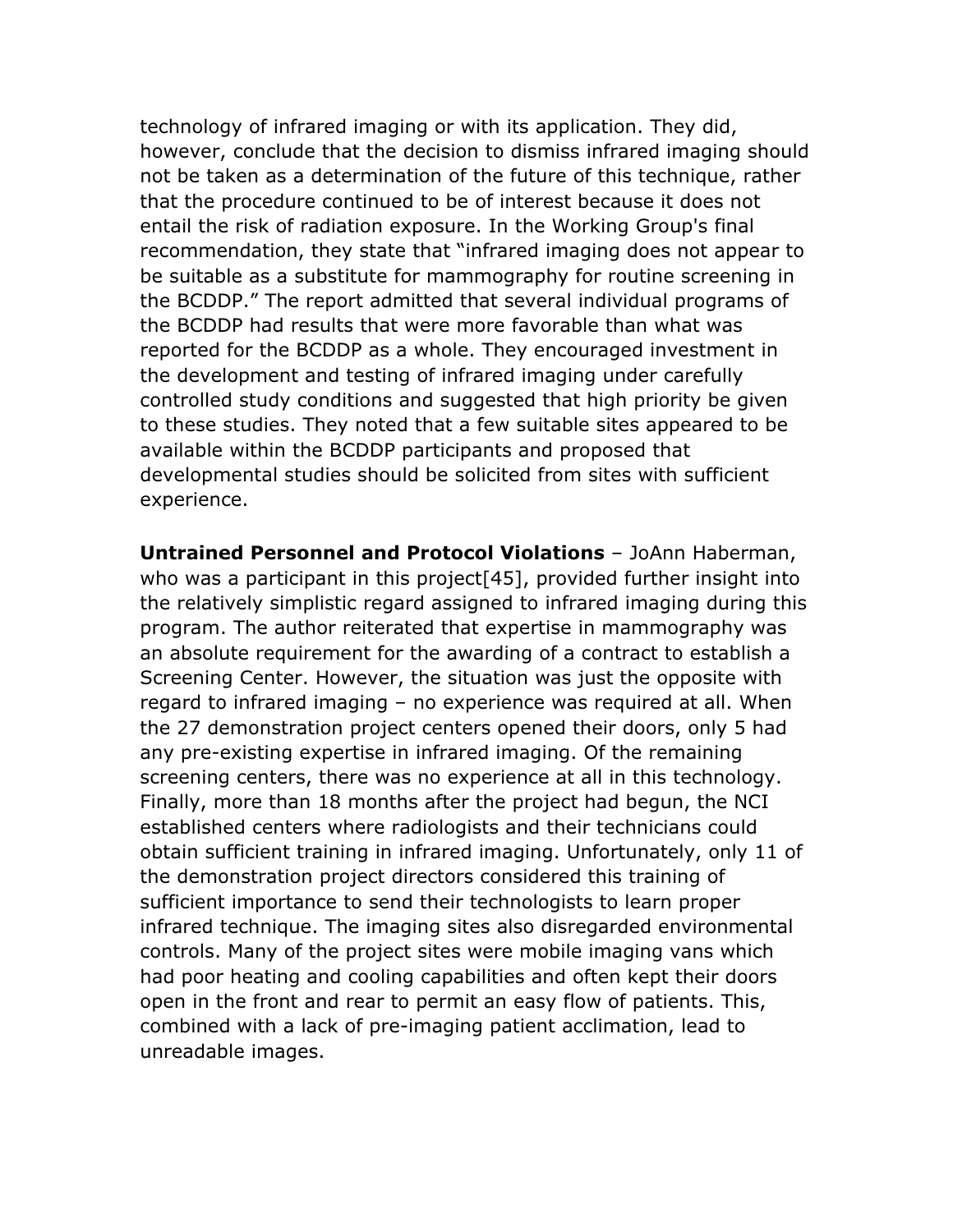technology of infrared imaging or with its application. They did, however, conclude that the decision to dismiss infrared imaging should not be taken as a determination of the future of this technique, rather that the procedure continued to be of interest because it does not entail the risk of radiation exposure. In the Working Group's final recommendation, they state that "infrared imaging does not appear to be suitable as a substitute for mammography for routine screening in the BCDDP." The report admitted that several individual programs of the BCDDP had results that were more favorable than what was reported for the BCDDP as a whole. They encouraged investment in the development and testing of infrared imaging under carefully controlled study conditions and suggested that high priority be given to these studies. They noted that a few suitable sites appeared to be available within the BCDDP participants and proposed that developmental studies should be solicited from sites with sufficient experience.

**Untrained Personnel and Protocol Violations** – JoAnn Haberman, who was a participant in this project[45], provided further insight into the relatively simplistic regard assigned to infrared imaging during this program. The author reiterated that expertise in mammography was an absolute requirement for the awarding of a contract to establish a Screening Center. However, the situation was just the opposite with regard to infrared imaging – no experience was required at all. When the 27 demonstration project centers opened their doors, only 5 had any pre-existing expertise in infrared imaging. Of the remaining screening centers, there was no experience at all in this technology. Finally, more than 18 months after the project had begun, the NCI established centers where radiologists and their technicians could obtain sufficient training in infrared imaging. Unfortunately, only 11 of the demonstration project directors considered this training of sufficient importance to send their technologists to learn proper infrared technique. The imaging sites also disregarded environmental controls. Many of the project sites were mobile imaging vans which had poor heating and cooling capabilities and often kept their doors open in the front and rear to permit an easy flow of patients. This, combined with a lack of pre-imaging patient acclimation, lead to unreadable images.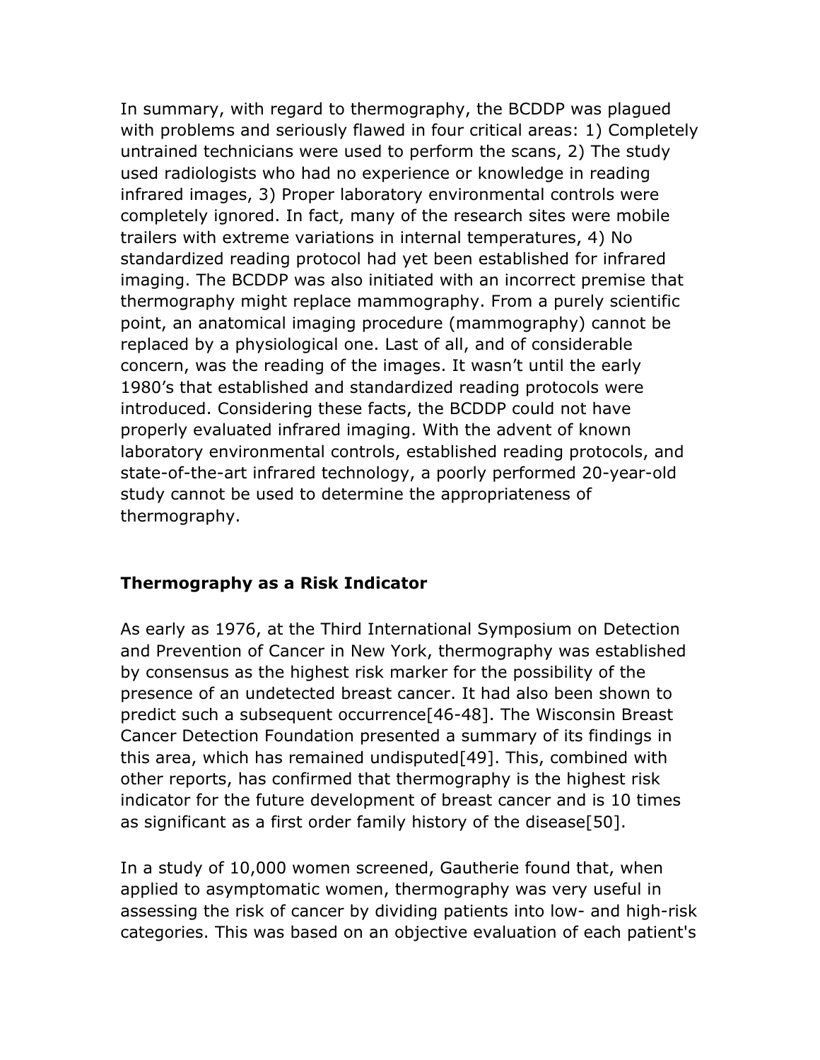In summary, with regard to thermography, the BCDDP was plagued with problems and seriously flawed in four critical areas: 1) Completely untrained technicians were used to perform the scans, 2) The study used radiologists who had no experience or knowledge in reading infrared images, 3) Proper laboratory environmental controls were completely ignored. In fact, many of the research sites were mobile trailers with extreme variations in internal temperatures, 4) No standardized reading protocol had yet been established for infrared imaging. The BCDDP was also initiated with an incorrect premise that thermography might replace mammography. From a purely scientific point, an anatomical imaging procedure (mammography) cannot be replaced by a physiological one. Last of all, and of considerable concern, was the reading of the images. It wasn't until the early 1980's that established and standardized reading protocols were introduced. Considering these facts, the BCDDP could not have properly evaluated infrared imaging. With the advent of known laboratory environmental controls, established reading protocols, and state-of-the-art infrared technology, a poorly performed 20-year-old study cannot be used to determine the appropriateness of thermography.

**Thermography as a Risk Indicator**

As early as 1976, at the Third International Symposium on Detection and Prevention of Cancer in New York, thermography was established by consensus as the highest risk marker for the possibility of the presence of an undetected breast cancer. It had also been shown to predict such a subsequent occurrence[46-48]. The Wisconsin Breast Cancer Detection Foundation presented a summary of its findings in this area, which has remained undisputed[49]. This, combined with other reports, has confirmed that thermography is the highest risk indicator for the future development of breast cancer and is 10 times as significant as a first order family history of the disease[50].

In a study of 10,000 women screened, Gautherie found that, when applied to asymptomatic women, thermography was very useful in assessing the risk of cancer by dividing patients into low- and high-risk categories. This was based on an objective evaluation of each patient's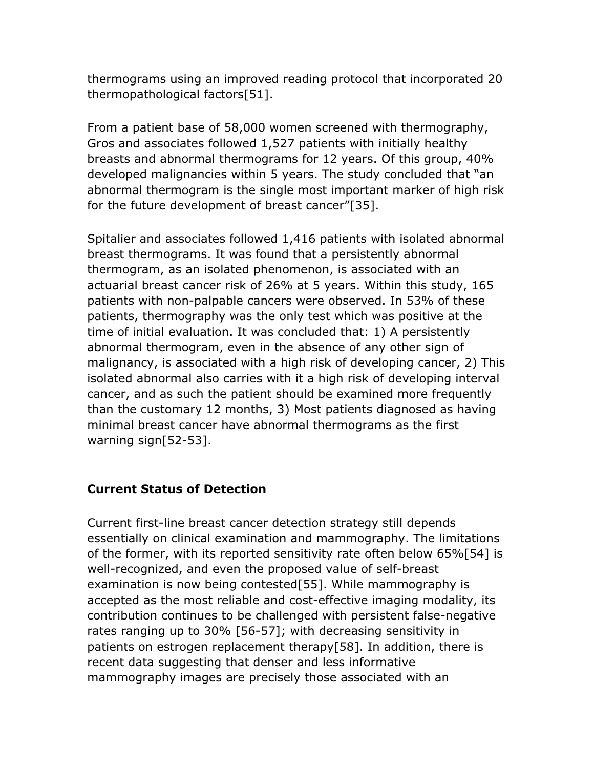thermograms using an improved reading protocol that incorporated 20 thermopathological factors[51].

From a patient base of 58,000 women screened with thermography, Gros and associates followed 1,527 patients with initially healthy breasts and abnormal thermograms for 12 years. Of this group, 40% developed malignancies within 5 years. The study concluded that "an abnormal thermogram is the single most important marker of high risk for the future development of breast cancer"[35].

Spitalier and associates followed 1,416 patients with isolated abnormal breast thermograms. It was found that a persistently abnormal thermogram, as an isolated phenomenon, is associated with an actuarial breast cancer risk of 26% at 5 years. Within this study, 165 patients with non-palpable cancers were observed. In 53% of these patients, thermography was the only test which was positive at the time of initial evaluation. It was concluded that: 1) A persistently abnormal thermogram, even in the absence of any other sign of malignancy, is associated with a high risk of developing cancer, 2) This isolated abnormal also carries with it a high risk of developing interval cancer, and as such the patient should be examined more frequently than the customary 12 months, 3) Most patients diagnosed as having minimal breast cancer have abnormal thermograms as the first warning sign[52-53].

**Current Status of Detection**

Current first-line breast cancer detection strategy still depends essentially on clinical examination and mammography. The limitations of the former, with its reported sensitivity rate often below 65%[54] is well-recognized, and even the proposed value of self-breast examination is now being contested[55]. While mammography is accepted as the most reliable and cost-effective imaging modality, its contribution continues to be challenged with persistent false-negative rates ranging up to 30% [56-57]; with decreasing sensitivity in patients on estrogen replacement therapy[58]. In addition, there is recent data suggesting that denser and less informative mammography images are precisely those associated with an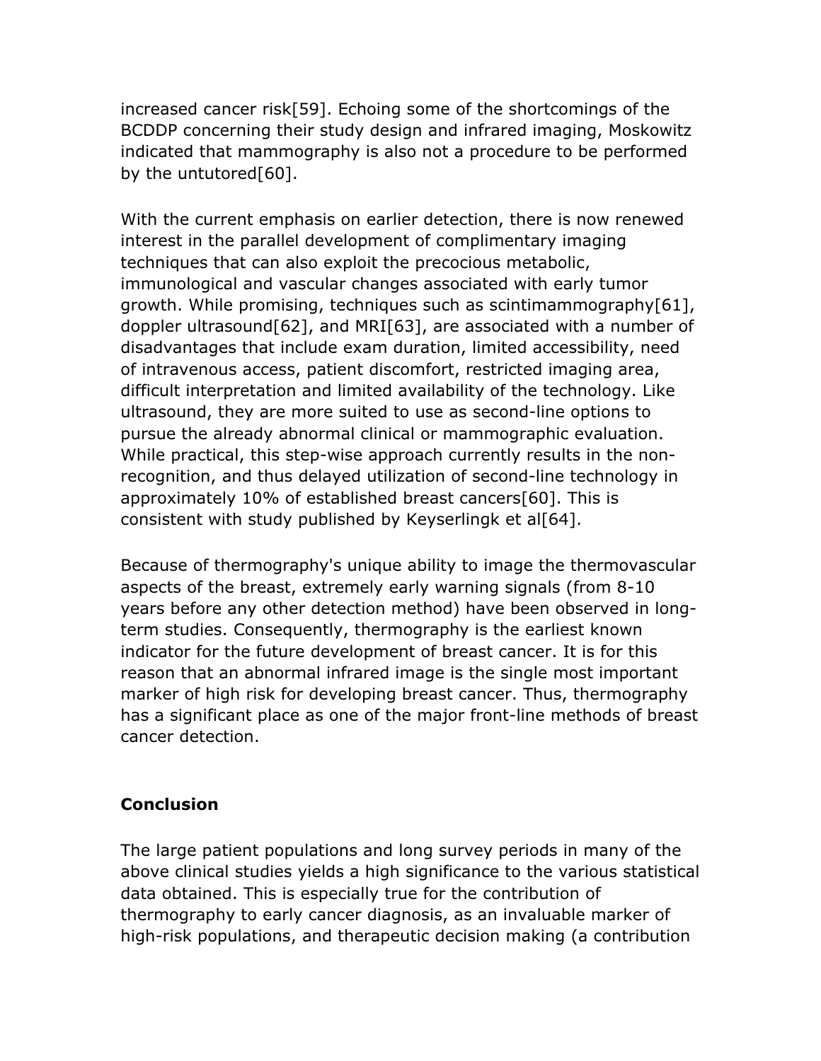increased cancer risk[59]. Echoing some of the shortcomings of the BCDDP concerning their study design and infrared imaging, Moskowitz indicated that mammography is also not a procedure to be performed by the untutored[60].

With the current emphasis on earlier detection, there is now renewed interest in the parallel development of complimentary imaging techniques that can also exploit the precocious metabolic, immunological and vascular changes associated with early tumor growth. While promising, techniques such as scintimammography[61], doppler ultrasound[62], and MRI[63], are associated with a number of disadvantages that include exam duration, limited accessibility, need of intravenous access, patient discomfort, restricted imaging area, difficult interpretation and limited availability of the technology. Like ultrasound, they are more suited to use as second-line options to pursue the already abnormal clinical or mammographic evaluation. While practical, this step-wise approach currently results in the non-recognition, and thus delayed utilization of second-line technology in approximately 10% of established breast cancers[60]. This is consistent with study published by Keyserlingk et al[64].

Because of thermography's unique ability to image the thermovascular aspects of the breast, extremely early warning signals (from 8-10 years before any other detection method) have been observed in long-term studies. Consequently, thermography is the earliest known indicator for the future development of breast cancer. It is for this reason that an abnormal infrared image is the single most important marker of high risk for developing breast cancer. Thus, thermography has a significant place as one of the major front-line methods of breast cancer detection.

## Conclusion

The large patient populations and long survey periods in many of the above clinical studies yields a high significance to the various statistical data obtained. This is especially true for the contribution of thermography to early cancer diagnosis, as an invaluable marker of high-risk populations, and therapeutic decision making (a contribution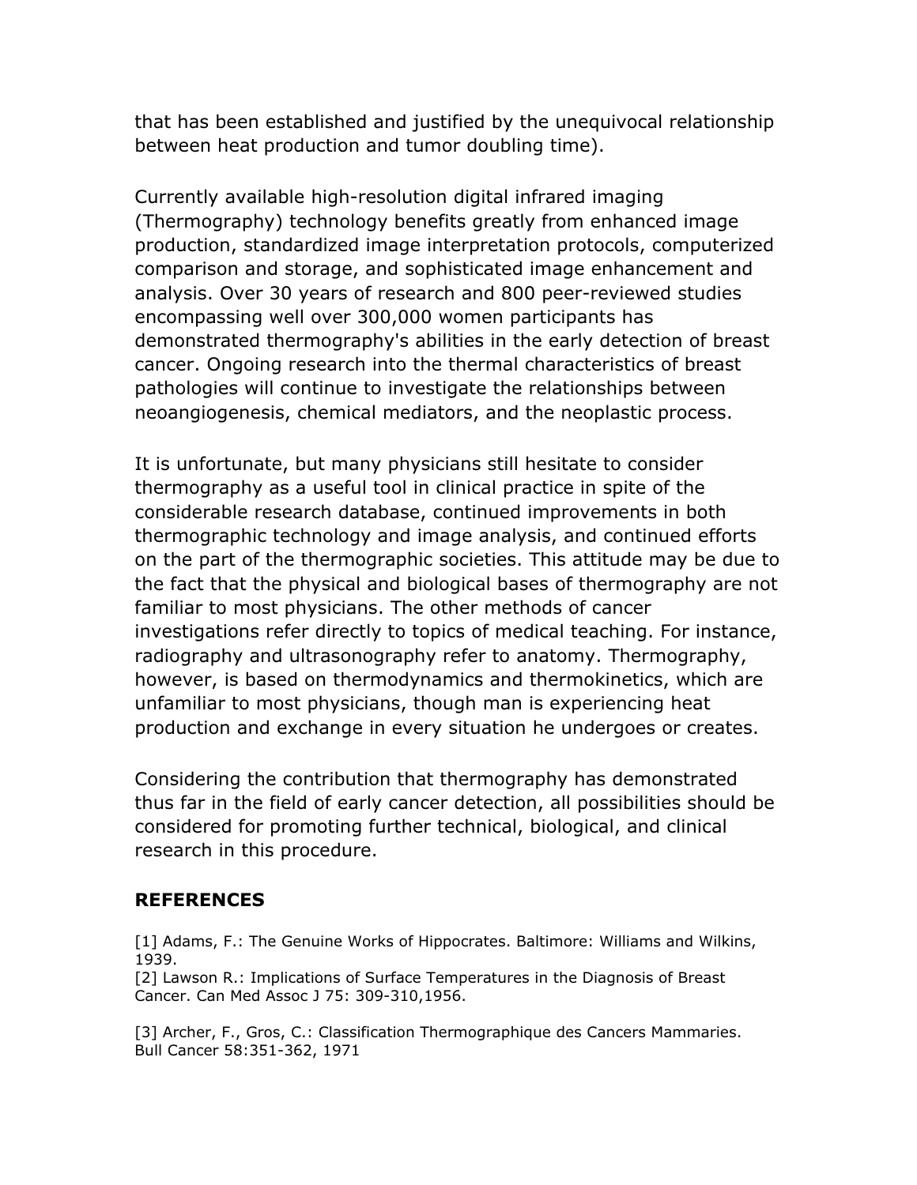that has been established and justified by the unequivocal relationship between heat production and tumor doubling time).

Currently available high-resolution digital infrared imaging (Thermography) technology benefits greatly from enhanced image production, standardized image interpretation protocols, computerized comparison and storage, and sophisticated image enhancement and analysis. Over 30 years of research and 800 peer-reviewed studies encompassing well over 300,000 women participants has demonstrated thermography's abilities in the early detection of breast cancer. Ongoing research into the thermal characteristics of breast pathologies will continue to investigate the relationships between neoangiogenesis, chemical mediators, and the neoplastic process.

It is unfortunate, but many physicians still hesitate to consider thermography as a useful tool in clinical practice in spite of the considerable research database, continued improvements in both thermographic technology and image analysis, and continued efforts on the part of the thermographic societies. This attitude may be due to the fact that the physical and biological bases of thermography are not familiar to most physicians. The other methods of cancer investigations refer directly to topics of medical teaching. For instance, radiography and ultrasonography refer to anatomy. Thermography, however, is based on thermodynamics and thermokinetics, which are unfamiliar to most physicians, though man is experiencing heat production and exchange in every situation he undergoes or creates.

Considering the contribution that thermography has demonstrated thus far in the field of early cancer detection, all possibilities should be considered for promoting further technical, biological, and clinical research in this procedure.

## REFERENCES

[1] Adams, F.: The Genuine Works of Hippocrates. Baltimore: Williams and Wilkins, 1939.
[2] Lawson R.: Implications of Surface Temperatures in the Diagnosis of Breast Cancer. Can Med Assoc J 75: 309-310,1956.

[3] Archer, F., Gros, C.: Classification Thermographique des Cancers Mammaries. Bull Cancer 58:351-362, 1971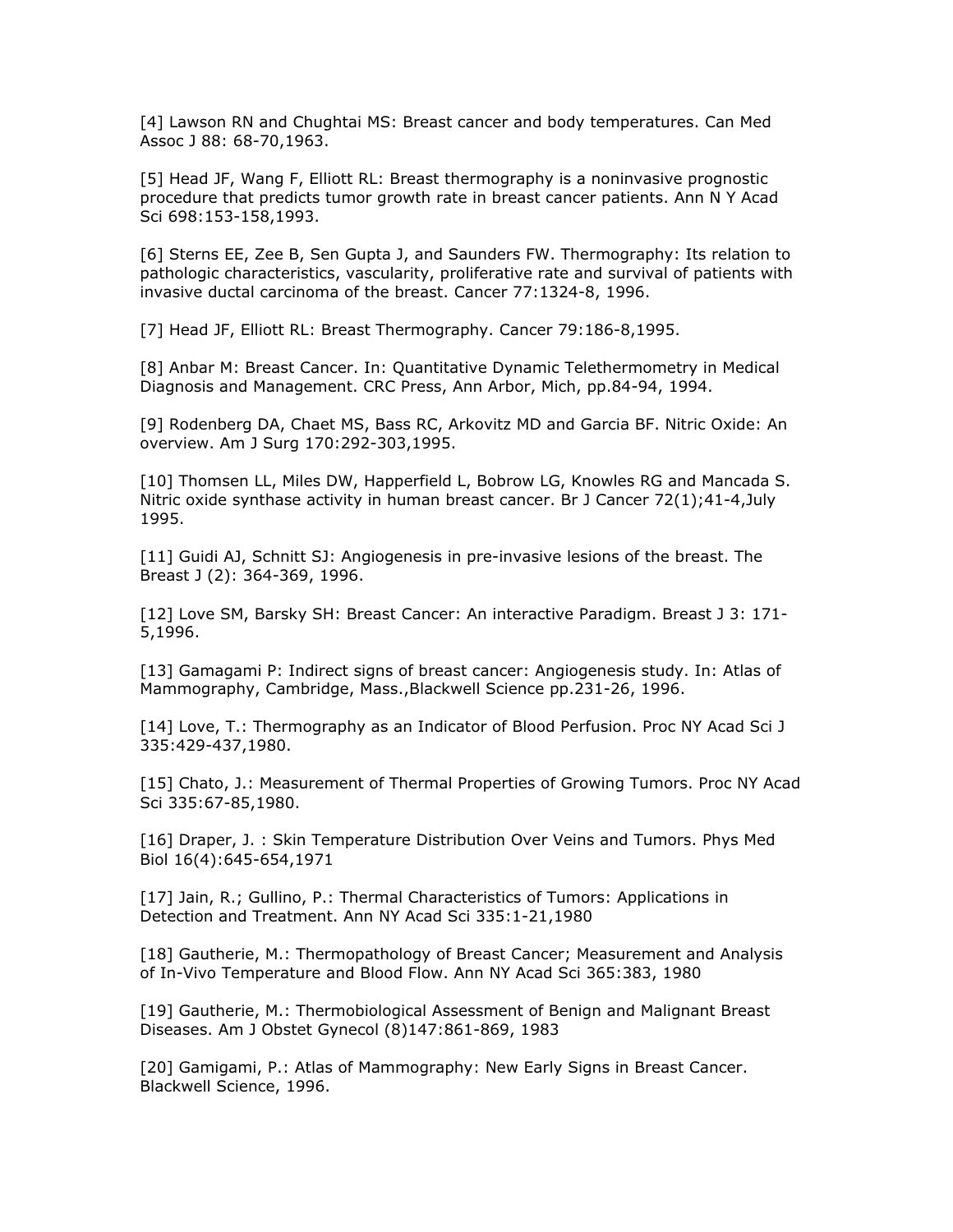[4] Lawson RN and Chughtai MS: Breast cancer and body temperatures. Can Med Assoc J 88: 68-70,1963.

[5] Head JF, Wang F, Elliott RL: Breast thermography is a noninvasive prognostic procedure that predicts tumor growth rate in breast cancer patients. Ann N Y Acad Sci 698:153-158,1993.

[6] Sterns EE, Zee B, Sen Gupta J, and Saunders FW. Thermography: Its relation to pathologic characteristics, vascularity, proliferative rate and survival of patients with invasive ductal carcinoma of the breast. Cancer 77:1324-8, 1996.

[7] Head JF, Elliott RL: Breast Thermography. Cancer 79:186-8,1995.

[8] Anbar M: Breast Cancer. In: Quantitative Dynamic Telethermometry in Medical Diagnosis and Management. CRC Press, Ann Arbor, Mich, pp.84-94, 1994.

[9] Rodenberg DA, Chaet MS, Bass RC, Arkovitz MD and Garcia BF. Nitric Oxide: An overview. Am J Surg 170:292-303,1995.

[10] Thomsen LL, Miles DW, Happerfield L, Bobrow LG, Knowles RG and Mancada S. Nitric oxide synthase activity in human breast cancer. Br J Cancer 72(1);41-4,July 1995.

[11] Guidi AJ, Schnitt SJ: Angiogenesis in pre-invasive lesions of the breast. The Breast J (2): 364-369, 1996.

[12] Love SM, Barsky SH: Breast Cancer: An interactive Paradigm. Breast J 3: 171-5,1996.

[13] Gamagami P: Indirect signs of breast cancer: Angiogenesis study. In: Atlas of Mammography, Cambridge, Mass.,Blackwell Science pp.231-26, 1996.

[14] Love, T.: Thermography as an Indicator of Blood Perfusion. Proc NY Acad Sci J 335:429-437,1980.

[15] Chato, J.: Measurement of Thermal Properties of Growing Tumors. Proc NY Acad Sci 335:67-85,1980.

[16] Draper, J. : Skin Temperature Distribution Over Veins and Tumors. Phys Med Biol 16(4):645-654,1971

[17] Jain, R.; Gullino, P.: Thermal Characteristics of Tumors: Applications in Detection and Treatment. Ann NY Acad Sci 335:1-21,1980

[18] Gautherie, M.: Thermopathology of Breast Cancer; Measurement and Analysis of In-Vivo Temperature and Blood Flow. Ann NY Acad Sci 365:383, 1980

[19] Gautherie, M.: Thermobiological Assessment of Benign and Malignant Breast Diseases. Am J Obstet Gynecol (8)147:861-869, 1983

[20] Gamigami, P.: Atlas of Mammography: New Early Signs in Breast Cancer. Blackwell Science, 1996.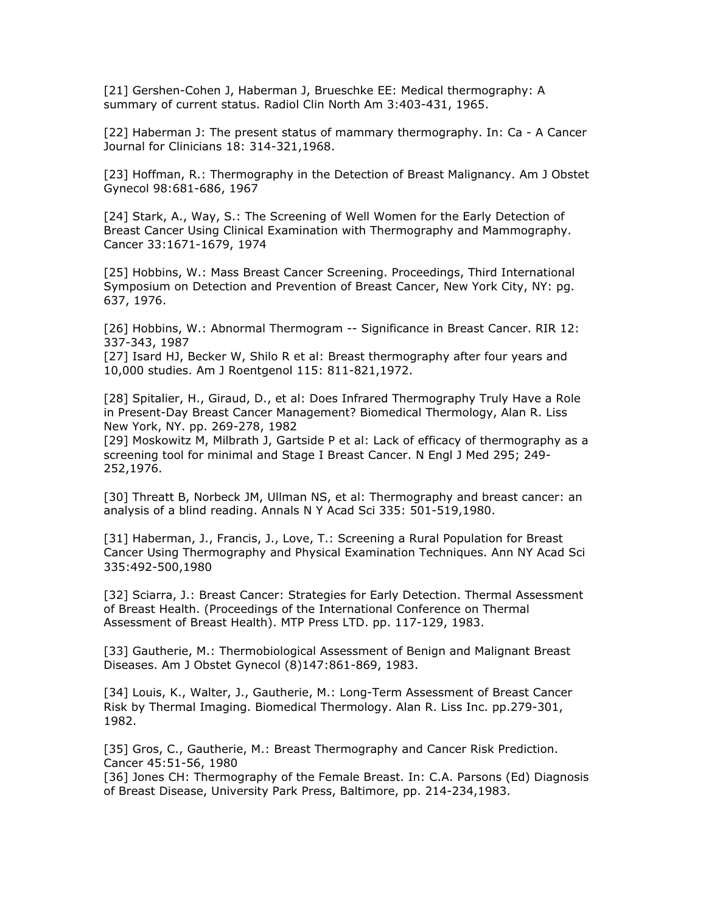[21] Gershen-Cohen J, Haberman J, Brueschke EE: Medical thermography: A summary of current status. Radiol Clin North Am 3:403-431, 1965.

[22] Haberman J: The present status of mammary thermography. In: Ca - A Cancer Journal for Clinicians 18: 314-321,1968.

[23] Hoffman, R.: Thermography in the Detection of Breast Malignancy. Am J Obstet Gynecol 98:681-686, 1967

[24] Stark, A., Way, S.: The Screening of Well Women for the Early Detection of Breast Cancer Using Clinical Examination with Thermography and Mammography. Cancer 33:1671-1679, 1974

[25] Hobbins, W.: Mass Breast Cancer Screening. Proceedings, Third International Symposium on Detection and Prevention of Breast Cancer, New York City, NY: pg. 637, 1976.

[26] Hobbins, W.: Abnormal Thermogram -- Significance in Breast Cancer. RIR 12: 337-343, 1987

[27] Isard HJ, Becker W, Shilo R et al: Breast thermography after four years and 10,000 studies. Am J Roentgenol 115: 811-821,1972.

[28] Spitalier, H., Giraud, D., et al: Does Infrared Thermography Truly Have a Role in Present-Day Breast Cancer Management? Biomedical Thermology, Alan R. Liss New York, NY. pp. 269-278, 1982

[29] Moskowitz M, Milbrath J, Gartside P et al: Lack of efficacy of thermography as a screening tool for minimal and Stage I Breast Cancer. N Engl J Med 295; 249-252,1976.

[30] Threatt B, Norbeck JM, Ullman NS, et al: Thermography and breast cancer: an analysis of a blind reading. Annals N Y Acad Sci 335: 501-519,1980.

[31] Haberman, J., Francis, J., Love, T.: Screening a Rural Population for Breast Cancer Using Thermography and Physical Examination Techniques. Ann NY Acad Sci 335:492-500,1980

[32] Sciarra, J.: Breast Cancer: Strategies for Early Detection. Thermal Assessment of Breast Health. (Proceedings of the International Conference on Thermal Assessment of Breast Health). MTP Press LTD. pp. 117-129, 1983.

[33] Gautherie, M.: Thermobiological Assessment of Benign and Malignant Breast Diseases. Am J Obstet Gynecol (8)147:861-869, 1983.

[34] Louis, K., Walter, J., Gautherie, M.: Long-Term Assessment of Breast Cancer Risk by Thermal Imaging. Biomedical Thermology. Alan R. Liss Inc. pp.279-301, 1982.

[35] Gros, C., Gautherie, M.: Breast Thermography and Cancer Risk Prediction. Cancer 45:51-56, 1980

[36] Jones CH: Thermography of the Female Breast. In: C.A. Parsons (Ed) Diagnosis of Breast Disease, University Park Press, Baltimore, pp. 214-234,1983.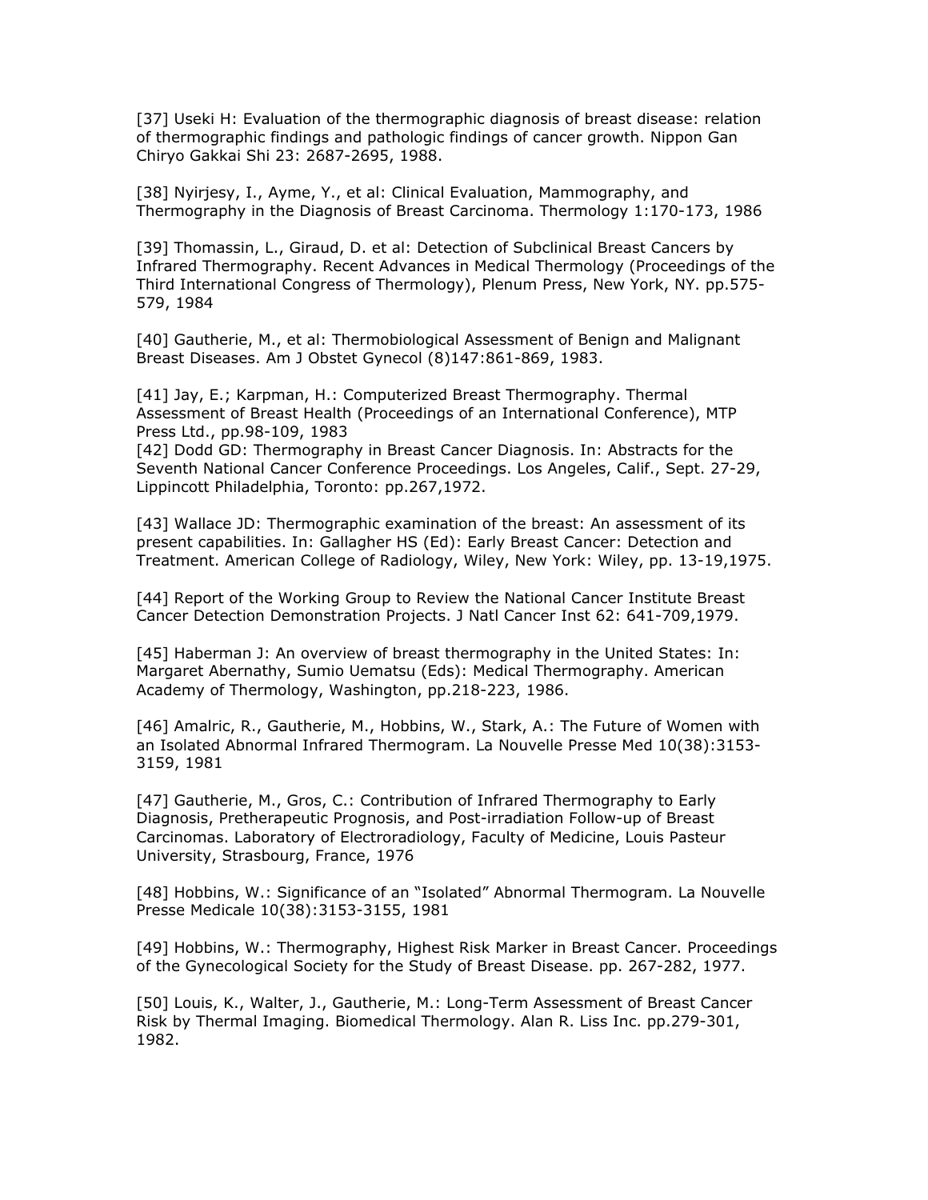[37] Useki H: Evaluation of the thermographic diagnosis of breast disease: relation of thermographic findings and pathologic findings of cancer growth. Nippon Gan Chiryo Gakkai Shi 23: 2687-2695, 1988.

[38] Nyirjesy, I., Ayme, Y., et al: Clinical Evaluation, Mammography, and Thermography in the Diagnosis of Breast Carcinoma. Thermology 1:170-173, 1986

[39] Thomassin, L., Giraud, D. et al: Detection of Subclinical Breast Cancers by Infrared Thermography. Recent Advances in Medical Thermology (Proceedings of the Third International Congress of Thermology), Plenum Press, New York, NY. pp.575-579, 1984

[40] Gautherie, M., et al: Thermobiological Assessment of Benign and Malignant Breast Diseases. Am J Obstet Gynecol (8)147:861-869, 1983.

[41] Jay, E.; Karpman, H.: Computerized Breast Thermography. Thermal Assessment of Breast Health (Proceedings of an International Conference), MTP Press Ltd., pp.98-109, 1983

[42] Dodd GD: Thermography in Breast Cancer Diagnosis. In: Abstracts for the Seventh National Cancer Conference Proceedings. Los Angeles, Calif., Sept. 27-29, Lippincott Philadelphia, Toronto: pp.267,1972.

[43] Wallace JD: Thermographic examination of the breast: An assessment of its present capabilities. In: Gallagher HS (Ed): Early Breast Cancer: Detection and Treatment. American College of Radiology, Wiley, New York: Wiley, pp. 13-19,1975.

[44] Report of the Working Group to Review the National Cancer Institute Breast Cancer Detection Demonstration Projects. J Natl Cancer Inst 62: 641-709,1979.

[45] Haberman J: An overview of breast thermography in the United States: In: Margaret Abernathy, Sumio Uematsu (Eds): Medical Thermography. American Academy of Thermology, Washington, pp.218-223, 1986.

[46] Amalric, R., Gautherie, M., Hobbins, W., Stark, A.: The Future of Women with an Isolated Abnormal Infrared Thermogram. La Nouvelle Presse Med 10(38):3153-3159, 1981

[47] Gautherie, M., Gros, C.: Contribution of Infrared Thermography to Early Diagnosis, Pretherapeutic Prognosis, and Post-irradiation Follow-up of Breast Carcinomas. Laboratory of Electroradiology, Faculty of Medicine, Louis Pasteur University, Strasbourg, France, 1976

[48] Hobbins, W.: Significance of an "Isolated" Abnormal Thermogram. La Nouvelle Presse Medicale 10(38):3153-3155, 1981

[49] Hobbins, W.: Thermography, Highest Risk Marker in Breast Cancer. Proceedings of the Gynecological Society for the Study of Breast Disease. pp. 267-282, 1977.

[50] Louis, K., Walter, J., Gautherie, M.: Long-Term Assessment of Breast Cancer Risk by Thermal Imaging. Biomedical Thermology. Alan R. Liss Inc. pp.279-301, 1982.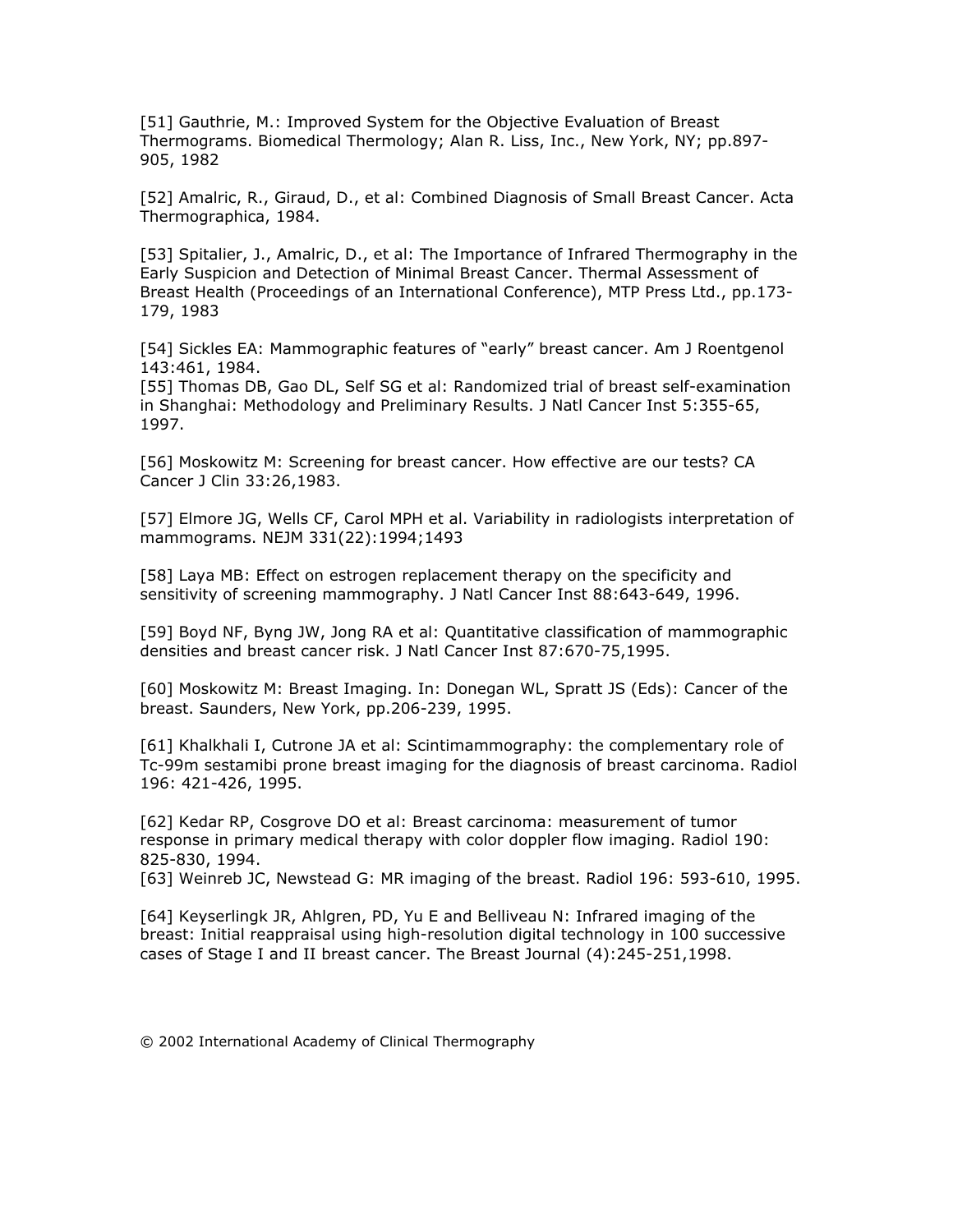[51] Gauthrie, M.: Improved System for the Objective Evaluation of Breast Thermograms. Biomedical Thermology; Alan R. Liss, Inc., New York, NY; pp.897-905, 1982

[52] Amalric, R., Giraud, D., et al: Combined Diagnosis of Small Breast Cancer. Acta Thermographica, 1984.

[53] Spitalier, J., Amalric, D., et al: The Importance of Infrared Thermography in the Early Suspicion and Detection of Minimal Breast Cancer. Thermal Assessment of Breast Health (Proceedings of an International Conference), MTP Press Ltd., pp.173-179, 1983

[54] Sickles EA: Mammographic features of "early" breast cancer. Am J Roentgenol 143:461, 1984.

[55] Thomas DB, Gao DL, Self SG et al: Randomized trial of breast self-examination in Shanghai: Methodology and Preliminary Results. J Natl Cancer Inst 5:355-65, 1997.

[56] Moskowitz M: Screening for breast cancer. How effective are our tests? CA Cancer J Clin 33:26,1983.

[57] Elmore JG, Wells CF, Carol MPH et al. Variability in radiologists interpretation of mammograms. NEJM 331(22):1994;1493

[58] Laya MB: Effect on estrogen replacement therapy on the specificity and sensitivity of screening mammography. J Natl Cancer Inst 88:643-649, 1996.

[59] Boyd NF, Byng JW, Jong RA et al: Quantitative classification of mammographic densities and breast cancer risk. J Natl Cancer Inst 87:670-75,1995.

[60] Moskowitz M: Breast Imaging. In: Donegan WL, Spratt JS (Eds): Cancer of the breast. Saunders, New York, pp.206-239, 1995.

[61] Khalkhali I, Cutrone JA et al: Scintimammography: the complementary role of Tc-99m sestamibi prone breast imaging for the diagnosis of breast carcinoma. Radiol 196: 421-426, 1995.

[62] Kedar RP, Cosgrove DO et al: Breast carcinoma: measurement of tumor response in primary medical therapy with color doppler flow imaging. Radiol 190: 825-830, 1994.

[63] Weinreb JC, Newstead G: MR imaging of the breast. Radiol 196: 593-610, 1995.

[64] Keyserlingk JR, Ahlgren, PD, Yu E and Belliveau N: Infrared imaging of the breast: Initial reappraisal using high-resolution digital technology in 100 successive cases of Stage I and II breast cancer. The Breast Journal (4):245-251,1998.

© 2002 International Academy of Clinical Thermography